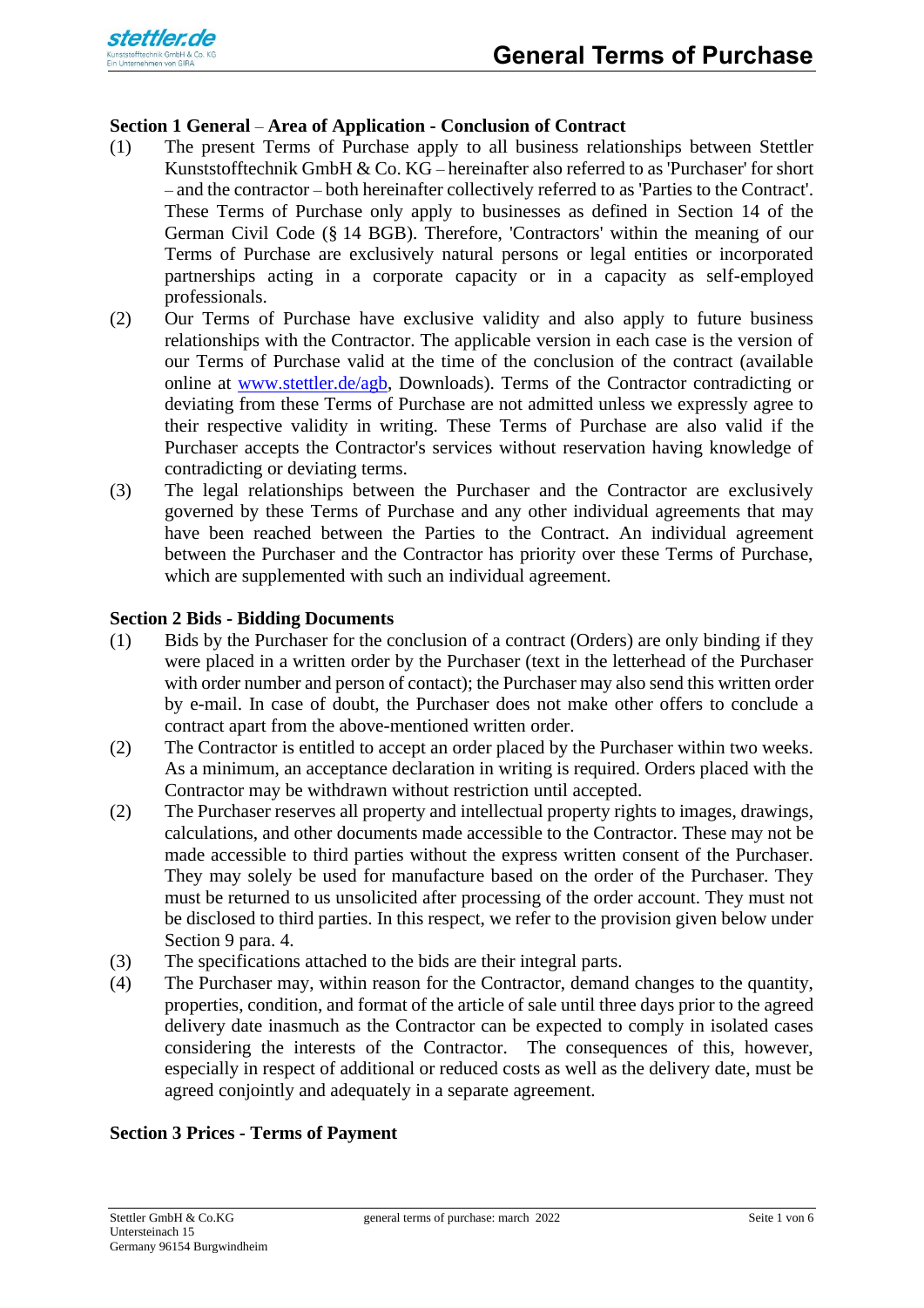# General Terms of Purchase

## Section 1 General – Area of Application - Conclusion of Contract

(1) The present Terms of Purchase apply to all business relationships between Stettler Kunststofftechnik GmbH & Co. KG – hereinafter also referred to as 'Purchaser' for short – and the contractor – both hereinafter collectively referred to as 'Parties to the Contract'. These Terms of Purchase only apply to businesses as defined in Section 14 of the German Civil Code (§ 14 BGB). Therefore, 'Contractors' within the meaning of our Terms of Purchase are exclusively natural persons or legal entities or incorporated partnerships acting in a corporate capacity or in a capacity as self-employed professionals.

(2) Our Terms of Purchase have exclusive validity and also apply to future business relationships with the Contractor. The applicable version in each case is the version of our Terms of Purchase valid at the time of the conclusion of the contract (available online at www.stettler.de/agb, Downloads). Terms of the Contractor contradicting or deviating from these Terms of Purchase are not admitted unless we expressly agree to their respective validity in writing. These Terms of Purchase are also valid if the Purchaser accepts the Contractor's services without reservation having knowledge of contradicting or deviating terms.

(3) The legal relationships between the Purchaser and the Contractor are exclusively governed by these Terms of Purchase and any other individual agreements that may have been reached between the Parties to the Contract. An individual agreement between the Purchaser and the Contractor has priority over these Terms of Purchase, which are supplemented with such an individual agreement.

## Section 2 Bids - Bidding Documents

(1) Bids by the Purchaser for the conclusion of a contract (Orders) are only binding if they were placed in a written order by the Purchaser (text in the letterhead of the Purchaser with order number and person of contact); the Purchaser may also send this written order by e-mail. In case of doubt, the Purchaser does not make other offers to conclude a contract apart from the above-mentioned written order.

(2) The Contractor is entitled to accept an order placed by the Purchaser within two weeks. As a minimum, an acceptance declaration in writing is required. Orders placed with the Contractor may be withdrawn without restriction until accepted.

(2) The Purchaser reserves all property and intellectual property rights to images, drawings, calculations, and other documents made accessible to the Contractor. These may not be made accessible to third parties without the express written consent of the Purchaser. They may solely be used for manufacture based on the order of the Purchaser. They must be returned to us unsolicited after processing of the order account. They must not be disclosed to third parties. In this respect, we refer to the provision given below under Section 9 para. 4.

(3) The specifications attached to the bids are their integral parts.

(4) The Purchaser may, within reason for the Contractor, demand changes to the quantity, properties, condition, and format of the article of sale until three days prior to the agreed delivery date inasmuch as the Contractor can be expected to comply in isolated cases considering the interests of the Contractor. The consequences of this, however, especially in respect of additional or reduced costs as well as the delivery date, must be agreed conjointly and adequately in a separate agreement.

## Section 3 Prices - Terms of Payment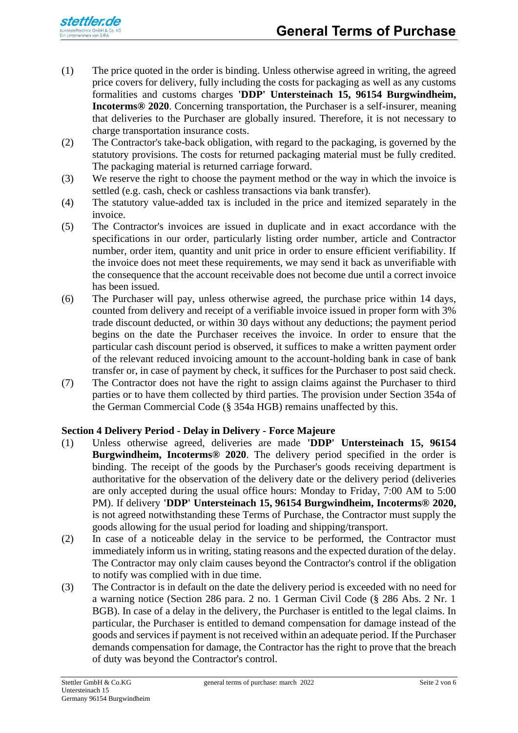(1) The price quoted in the order is binding. Unless otherwise agreed in writing, the agreed price covers for delivery, fully including the costs for packaging as well as any customs formalities and customs charges **'DDP' Untersteinach 15, 96154 Burgwindheim, Incoterms® 2020**. Concerning transportation, the Purchaser is a self-insurer, meaning that deliveries to the Purchaser are globally insured. Therefore, it is not necessary to charge transportation insurance costs.

(2) The Contractor's take-back obligation, with regard to the packaging, is governed by the statutory provisions. The costs for returned packaging material must be fully credited. The packaging material is returned carriage forward.

(3) We reserve the right to choose the payment method or the way in which the invoice is settled (e.g. cash, check or cashless transactions via bank transfer).

(4) The statutory value-added tax is included in the price and itemized separately in the invoice.

(5) The Contractor's invoices are issued in duplicate and in exact accordance with the specifications in our order, particularly listing order number, article and Contractor number, order item, quantity and unit price in order to ensure efficient verifiability. If the invoice does not meet these requirements, we may send it back as unverifiable with the consequence that the account receivable does not become due until a correct invoice has been issued.

(6) The Purchaser will pay, unless otherwise agreed, the purchase price within 14 days, counted from delivery and receipt of a verifiable invoice issued in proper form with 3% trade discount deducted, or within 30 days without any deductions; the payment period begins on the date the Purchaser receives the invoice. In order to ensure that the particular cash discount period is observed, it suffices to make a written payment order of the relevant reduced invoicing amount to the account-holding bank in case of bank transfer or, in case of payment by check, it suffices for the Purchaser to post said check.

(7) The Contractor does not have the right to assign claims against the Purchaser to third parties or to have them collected by third parties. The provision under Section 354a of the German Commercial Code (§ 354a HGB) remains unaffected by this.

## Section 4 Delivery Period - Delay in Delivery - Force Majeure

(1) Unless otherwise agreed, deliveries are made **'DDP' Untersteinach 15, 96154 Burgwindheim, Incoterms® 2020**. The delivery period specified in the order is binding. The receipt of the goods by the Purchaser's goods receiving department is authoritative for the observation of the delivery date or the delivery period (deliveries are only accepted during the usual office hours: Monday to Friday, 7:00 AM to 5:00 PM). If delivery **'DDP' Untersteinach 15, 96154 Burgwindheim, Incoterms® 2020,** is not agreed notwithstanding these Terms of Purchase, the Contractor must supply the goods allowing for the usual period for loading and shipping/transport.

(2) In case of a noticeable delay in the service to be performed, the Contractor must immediately inform us in writing, stating reasons and the expected duration of the delay. The Contractor may only claim causes beyond the Contractor's control if the obligation to notify was complied with in due time.

(3) The Contractor is in default on the date the delivery period is exceeded with no need for a warning notice (Section 286 para. 2 no. 1 German Civil Code (§ 286 Abs. 2 Nr. 1 BGB). In case of a delay in the delivery, the Purchaser is entitled to the legal claims. In particular, the Purchaser is entitled to demand compensation for damage instead of the goods and services if payment is not received within an adequate period. If the Purchaser demands compensation for damage, the Contractor has the right to prove that the breach of duty was beyond the Contractor's control.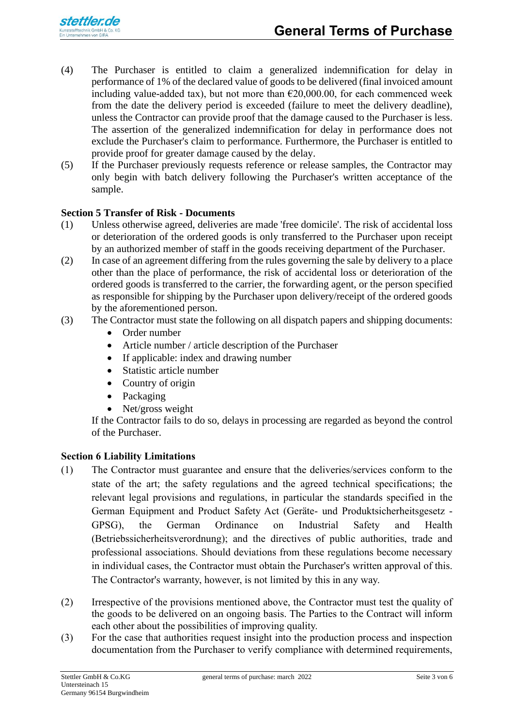(4) The Purchaser is entitled to claim a generalized indemnification for delay in performance of 1% of the declared value of goods to be delivered (final invoiced amount including value-added tax), but not more than €20,000.00, for each commenced week from the date the delivery period is exceeded (failure to meet the delivery deadline), unless the Contractor can provide proof that the damage caused to the Purchaser is less. The assertion of the generalized indemnification for delay in performance does not exclude the Purchaser's claim to performance. Furthermore, the Purchaser is entitled to provide proof for greater damage caused by the delay.

(5) If the Purchaser previously requests reference or release samples, the Contractor may only begin with batch delivery following the Purchaser's written acceptance of the sample.

**Section 5 Transfer of Risk - Documents**

(1) Unless otherwise agreed, deliveries are made 'free domicile'. The risk of accidental loss or deterioration of the ordered goods is only transferred to the Purchaser upon receipt by an authorized member of staff in the goods receiving department of the Purchaser.

(2) In case of an agreement differing from the rules governing the sale by delivery to a place other than the place of performance, the risk of accidental loss or deterioration of the ordered goods is transferred to the carrier, the forwarding agent, or the person specified as responsible for shipping by the Purchaser upon delivery/receipt of the ordered goods by the aforementioned person.

(3) The Contractor must state the following on all dispatch papers and shipping documents:

- Order number
- Article number / article description of the Purchaser
- If applicable: index and drawing number
- Statistic article number
- Country of origin
- Packaging
- Net/gross weight

If the Contractor fails to do so, delays in processing are regarded as beyond the control of the Purchaser.

**Section 6 Liability Limitations**

(1) The Contractor must guarantee and ensure that the deliveries/services conform to the state of the art; the safety regulations and the agreed technical specifications; the relevant legal provisions and regulations, in particular the standards specified in the German Equipment and Product Safety Act (Geräte- und Produktsicherheitsgesetz - GPSG), the German Ordinance on Industrial Safety and Health (Betriebssicherheitsverordnung); and the directives of public authorities, trade and professional associations. Should deviations from these regulations become necessary in individual cases, the Contractor must obtain the Purchaser's written approval of this. The Contractor's warranty, however, is not limited by this in any way.

(2) Irrespective of the provisions mentioned above, the Contractor must test the quality of the goods to be delivered on an ongoing basis. The Parties to the Contract will inform each other about the possibilities of improving quality.

(3) For the case that authorities request insight into the production process and inspection documentation from the Purchaser to verify compliance with determined requirements,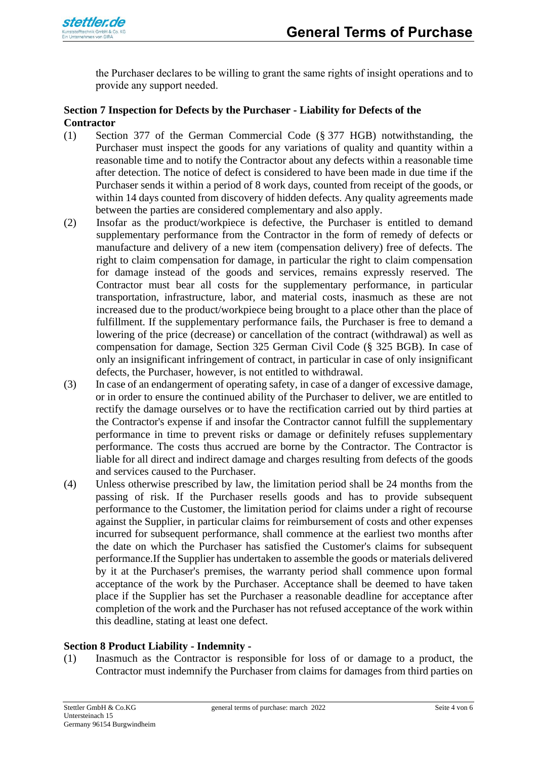the Purchaser declares to be willing to grant the same rights of insight operations and to provide any support needed.

**Section 7 Inspection for Defects by the Purchaser - Liability for Defects of the Contractor**

(1) Section 377 of the German Commercial Code (§ 377 HGB) notwithstanding, the Purchaser must inspect the goods for any variations of quality and quantity within a reasonable time and to notify the Contractor about any defects within a reasonable time after detection. The notice of defect is considered to have been made in due time if the Purchaser sends it within a period of 8 work days, counted from receipt of the goods, or within 14 days counted from discovery of hidden defects. Any quality agreements made between the parties are considered complementary and also apply.

(2) Insofar as the product/workpiece is defective, the Purchaser is entitled to demand supplementary performance from the Contractor in the form of remedy of defects or manufacture and delivery of a new item (compensation delivery) free of defects. The right to claim compensation for damage, in particular the right to claim compensation for damage instead of the goods and services, remains expressly reserved. The Contractor must bear all costs for the supplementary performance, in particular transportation, infrastructure, labor, and material costs, inasmuch as these are not increased due to the product/workpiece being brought to a place other than the place of fulfillment. If the supplementary performance fails, the Purchaser is free to demand a lowering of the price (decrease) or cancellation of the contract (withdrawal) as well as compensation for damage, Section 325 German Civil Code (§ 325 BGB). In case of only an insignificant infringement of contract, in particular in case of only insignificant defects, the Purchaser, however, is not entitled to withdrawal.

(3) In case of an endangerment of operating safety, in case of a danger of excessive damage, or in order to ensure the continued ability of the Purchaser to deliver, we are entitled to rectify the damage ourselves or to have the rectification carried out by third parties at the Contractor's expense if and insofar the Contractor cannot fulfill the supplementary performance in time to prevent risks or damage or definitely refuses supplementary performance. The costs thus accrued are borne by the Contractor. The Contractor is liable for all direct and indirect damage and charges resulting from defects of the goods and services caused to the Purchaser.

(4) Unless otherwise prescribed by law, the limitation period shall be 24 months from the passing of risk. If the Purchaser resells goods and has to provide subsequent performance to the Customer, the limitation period for claims under a right of recourse against the Supplier, in particular claims for reimbursement of costs and other expenses incurred for subsequent performance, shall commence at the earliest two months after the date on which the Purchaser has satisfied the Customer's claims for subsequent performance.If the Supplier has undertaken to assemble the goods or materials delivered by it at the Purchaser's premises, the warranty period shall commence upon formal acceptance of the work by the Purchaser. Acceptance shall be deemed to have taken place if the Supplier has set the Purchaser a reasonable deadline for acceptance after completion of the work and the Purchaser has not refused acceptance of the work within this deadline, stating at least one defect.

**Section 8 Product Liability - Indemnity -**

(1) Inasmuch as the Contractor is responsible for loss of or damage to a product, the Contractor must indemnify the Purchaser from claims for damages from third parties on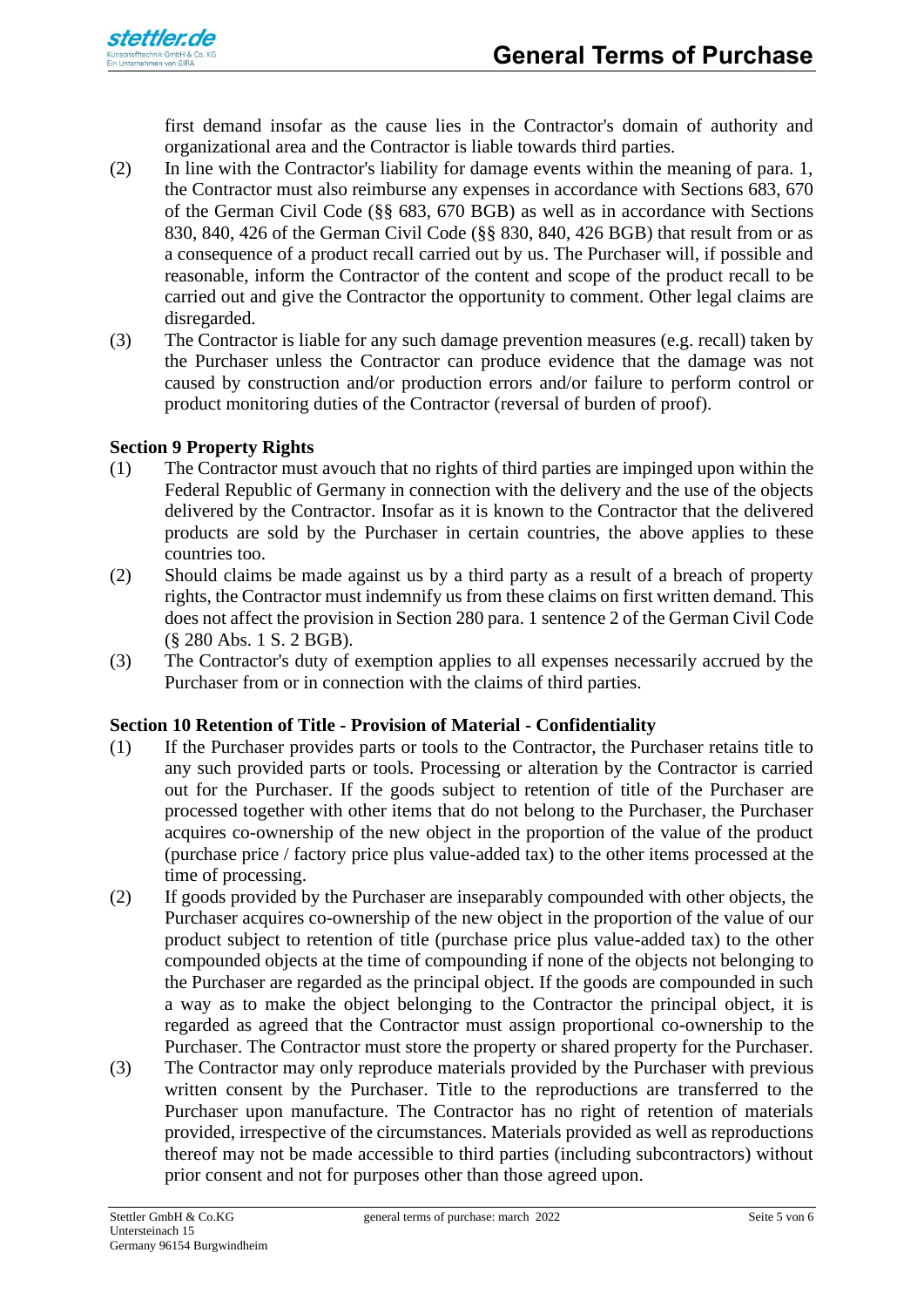first demand insofar as the cause lies in the Contractor's domain of authority and organizational area and the Contractor is liable towards third parties.

(2) In line with the Contractor's liability for damage events within the meaning of para. 1, the Contractor must also reimburse any expenses in accordance with Sections 683, 670 of the German Civil Code (§§ 683, 670 BGB) as well as in accordance with Sections 830, 840, 426 of the German Civil Code (§§ 830, 840, 426 BGB) that result from or as a consequence of a product recall carried out by us. The Purchaser will, if possible and reasonable, inform the Contractor of the content and scope of the product recall to be carried out and give the Contractor the opportunity to comment. Other legal claims are disregarded.

(3) The Contractor is liable for any such damage prevention measures (e.g. recall) taken by the Purchaser unless the Contractor can produce evidence that the damage was not caused by construction and/or production errors and/or failure to perform control or product monitoring duties of the Contractor (reversal of burden of proof).

**Section 9 Property Rights**

(1) The Contractor must avouch that no rights of third parties are impinged upon within the Federal Republic of Germany in connection with the delivery and the use of the objects delivered by the Contractor. Insofar as it is known to the Contractor that the delivered products are sold by the Purchaser in certain countries, the above applies to these countries too.

(2) Should claims be made against us by a third party as a result of a breach of property rights, the Contractor must indemnify us from these claims on first written demand. This does not affect the provision in Section 280 para. 1 sentence 2 of the German Civil Code (§ 280 Abs. 1 S. 2 BGB).

(3) The Contractor's duty of exemption applies to all expenses necessarily accrued by the Purchaser from or in connection with the claims of third parties.

**Section 10 Retention of Title - Provision of Material - Confidentiality**

(1) If the Purchaser provides parts or tools to the Contractor, the Purchaser retains title to any such provided parts or tools. Processing or alteration by the Contractor is carried out for the Purchaser. If the goods subject to retention of title of the Purchaser are processed together with other items that do not belong to the Purchaser, the Purchaser acquires co-ownership of the new object in the proportion of the value of the product (purchase price / factory price plus value-added tax) to the other items processed at the time of processing.

(2) If goods provided by the Purchaser are inseparably compounded with other objects, the Purchaser acquires co-ownership of the new object in the proportion of the value of our product subject to retention of title (purchase price plus value-added tax) to the other compounded objects at the time of compounding if none of the objects not belonging to the Purchaser are regarded as the principal object. If the goods are compounded in such a way as to make the object belonging to the Contractor the principal object, it is regarded as agreed that the Contractor must assign proportional co-ownership to the Purchaser. The Contractor must store the property or shared property for the Purchaser.

(3) The Contractor may only reproduce materials provided by the Purchaser with previous written consent by the Purchaser. Title to the reproductions are transferred to the Purchaser upon manufacture. The Contractor has no right of retention of materials provided, irrespective of the circumstances. Materials provided as well as reproductions thereof may not be made accessible to third parties (including subcontractors) without prior consent and not for purposes other than those agreed upon.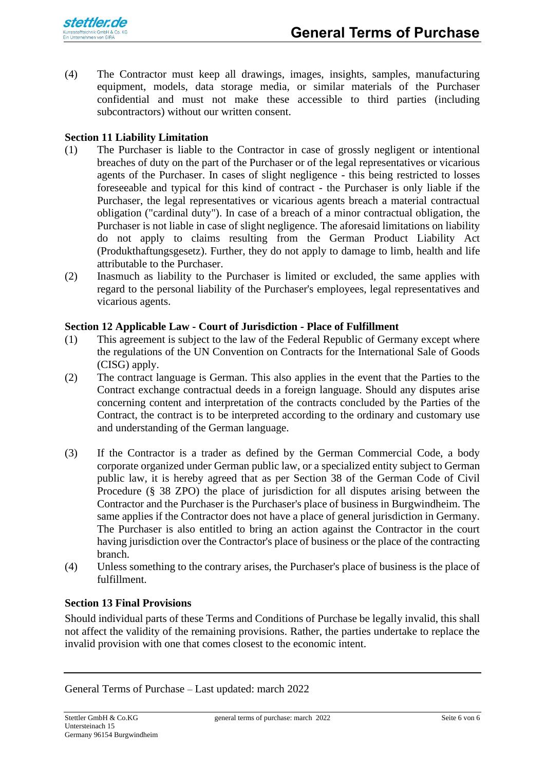(4) The Contractor must keep all drawings, images, insights, samples, manufacturing equipment, models, data storage media, or similar materials of the Purchaser confidential and must not make these accessible to third parties (including subcontractors) without our written consent.

**Section 11 Liability Limitation**

(1) The Purchaser is liable to the Contractor in case of grossly negligent or intentional breaches of duty on the part of the Purchaser or of the legal representatives or vicarious agents of the Purchaser. In cases of slight negligence - this being restricted to losses foreseeable and typical for this kind of contract - the Purchaser is only liable if the Purchaser, the legal representatives or vicarious agents breach a material contractual obligation ("cardinal duty"). In case of a breach of a minor contractual obligation, the Purchaser is not liable in case of slight negligence. The aforesaid limitations on liability do not apply to claims resulting from the German Product Liability Act (Produkthaftungsgesetz). Further, they do not apply to damage to limb, health and life attributable to the Purchaser.

(2) Inasmuch as liability to the Purchaser is limited or excluded, the same applies with regard to the personal liability of the Purchaser's employees, legal representatives and vicarious agents.

**Section 12 Applicable Law - Court of Jurisdiction - Place of Fulfillment**

(1) This agreement is subject to the law of the Federal Republic of Germany except where the regulations of the UN Convention on Contracts for the International Sale of Goods (CISG) apply.

(2) The contract language is German. This also applies in the event that the Parties to the Contract exchange contractual deeds in a foreign language. Should any disputes arise concerning content and interpretation of the contracts concluded by the Parties of the Contract, the contract is to be interpreted according to the ordinary and customary use and understanding of the German language.

(3) If the Contractor is a trader as defined by the German Commercial Code, a body corporate organized under German public law, or a specialized entity subject to German public law, it is hereby agreed that as per Section 38 of the German Code of Civil Procedure (§ 38 ZPO) the place of jurisdiction for all disputes arising between the Contractor and the Purchaser is the Purchaser's place of business in Burgwindheim. The same applies if the Contractor does not have a place of general jurisdiction in Germany. The Purchaser is also entitled to bring an action against the Contractor in the court having jurisdiction over the Contractor's place of business or the place of the contracting branch.

(4) Unless something to the contrary arises, the Purchaser's place of business is the place of fulfillment.

**Section 13 Final Provisions**

Should individual parts of these Terms and Conditions of Purchase be legally invalid, this shall not affect the validity of the remaining provisions. Rather, the parties undertake to replace the invalid provision with one that comes closest to the economic intent.

---

General Terms of Purchase – Last updated: march 2022